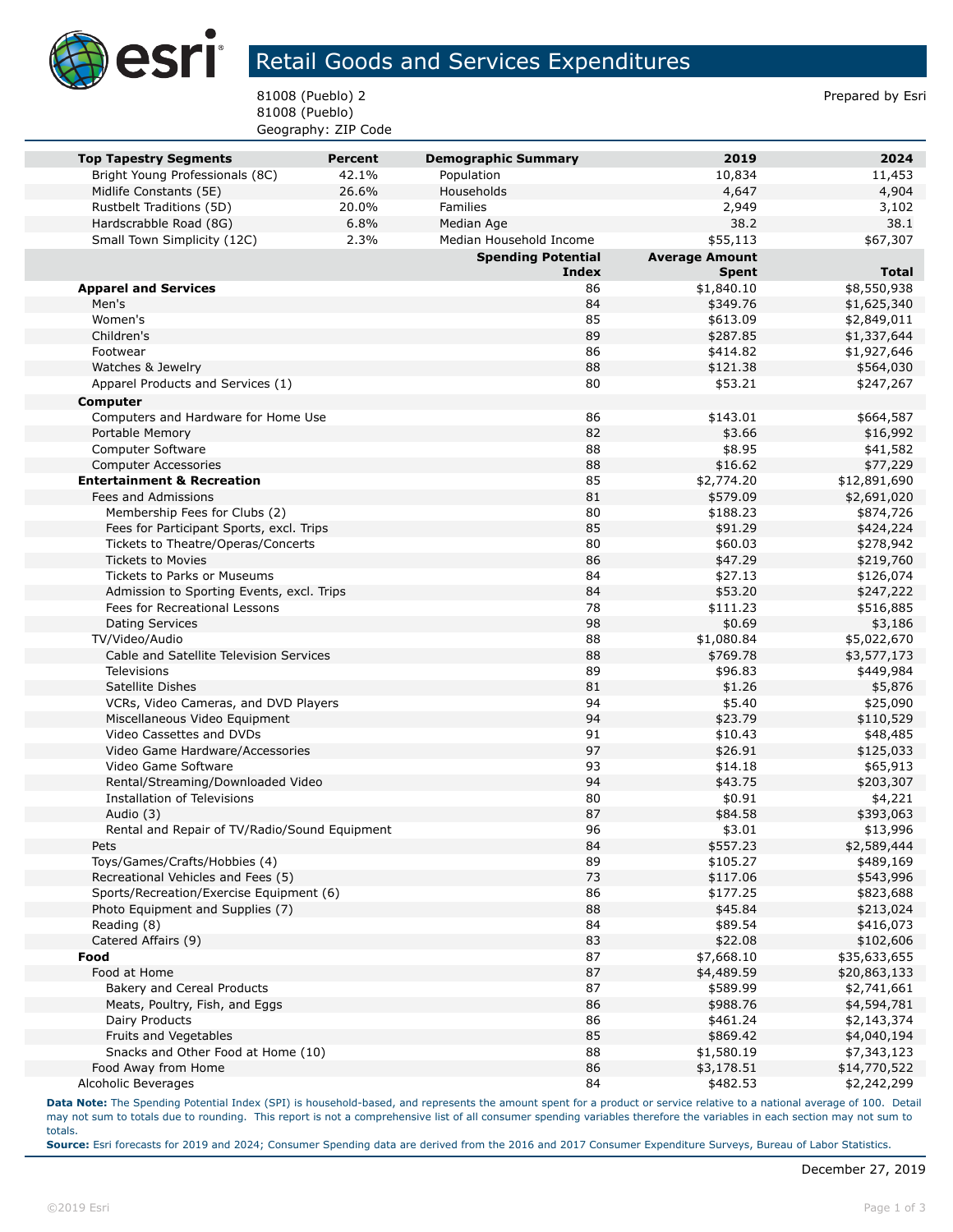# Retail Goods and Services Expenditures

81008 (Pueblo) 2
81008 (Pueblo)
Geography: ZIP Code

Prepared by Esri

| Top Tapestry Segments | Percent | Demographic Summary | 2019 | 2024 |
|---|---|---|---|---|
| Bright Young Professionals (8C) | 42.1% | Population | 10,834 | 11,453 |
| Midlife Constants (5E) | 26.6% | Households | 4,647 | 4,904 |
| Rustbelt Traditions (5D) | 20.0% | Families | 2,949 | 3,102 |
| Hardscrabble Road (8G) | 6.8% | Median Age | 38.2 | 38.1 |
| Small Town Simplicity (12C) | 2.3% | Median Household Income | $55,113 | $67,307 |

| | Spending Potential Index | Average Amount Spent | Total |
|---|---|---|---|
| **Apparel and Services** | 86 | $1,840.10 | $8,550,938 |
| Men's | 84 | $349.76 | $1,625,340 |
| Women's | 85 | $613.09 | $2,849,011 |
| Children's | 89 | $287.85 | $1,337,644 |
| Footwear | 86 | $414.82 | $1,927,646 |
| Watches & Jewelry | 88 | $121.38 | $564,030 |
| Apparel Products and Services (1) | 80 | $53.21 | $247,267 |
| **Computer** | | | |
| Computers and Hardware for Home Use | 86 | $143.01 | $664,587 |
| Portable Memory | 82 | $3.66 | $16,992 |
| Computer Software | 88 | $8.95 | $41,582 |
| Computer Accessories | 88 | $16.62 | $77,229 |
| **Entertainment & Recreation** | 85 | $2,774.20 | $12,891,690 |
| Fees and Admissions | 81 | $579.09 | $2,691,020 |
| Membership Fees for Clubs (2) | 80 | $188.23 | $874,726 |
| Fees for Participant Sports, excl. Trips | 85 | $91.29 | $424,224 |
| Tickets to Theatre/Operas/Concerts | 80 | $60.03 | $278,942 |
| Tickets to Movies | 86 | $47.29 | $219,760 |
| Tickets to Parks or Museums | 84 | $27.13 | $126,074 |
| Admission to Sporting Events, excl. Trips | 84 | $53.20 | $247,222 |
| Fees for Recreational Lessons | 78 | $111.23 | $516,885 |
| Dating Services | 98 | $0.69 | $3,186 |
| TV/Video/Audio | 88 | $1,080.84 | $5,022,670 |
| Cable and Satellite Television Services | 88 | $769.78 | $3,577,173 |
| Televisions | 89 | $96.83 | $449,984 |
| Satellite Dishes | 81 | $1.26 | $5,876 |
| VCRs, Video Cameras, and DVD Players | 94 | $5.40 | $25,090 |
| Miscellaneous Video Equipment | 94 | $23.79 | $110,529 |
| Video Cassettes and DVDs | 91 | $10.43 | $48,485 |
| Video Game Hardware/Accessories | 97 | $26.91 | $125,033 |
| Video Game Software | 93 | $14.18 | $65,913 |
| Rental/Streaming/Downloaded Video | 94 | $43.75 | $203,307 |
| Installation of Televisions | 80 | $0.91 | $4,221 |
| Audio (3) | 87 | $84.58 | $393,063 |
| Rental and Repair of TV/Radio/Sound Equipment | 96 | $3.01 | $13,996 |
| Pets | 84 | $557.23 | $2,589,444 |
| Toys/Games/Crafts/Hobbies (4) | 89 | $105.27 | $489,169 |
| Recreational Vehicles and Fees (5) | 73 | $117.06 | $543,996 |
| Sports/Recreation/Exercise Equipment (6) | 86 | $177.25 | $823,688 |
| Photo Equipment and Supplies (7) | 88 | $45.84 | $213,024 |
| Reading (8) | 84 | $89.54 | $416,073 |
| Catered Affairs (9) | 83 | $22.08 | $102,606 |
| **Food** | 87 | $7,668.10 | $35,633,655 |
| Food at Home | 87 | $4,489.59 | $20,863,133 |
| Bakery and Cereal Products | 87 | $589.99 | $2,741,661 |
| Meats, Poultry, Fish, and Eggs | 86 | $988.76 | $4,594,781 |
| Dairy Products | 86 | $461.24 | $2,143,374 |
| Fruits and Vegetables | 85 | $869.42 | $4,040,194 |
| Snacks and Other Food at Home (10) | 88 | $1,580.19 | $7,343,123 |
| Food Away from Home | 86 | $3,178.51 | $14,770,522 |
| Alcoholic Beverages | 84 | $482.53 | $2,242,299 |

**Data Note:** The Spending Potential Index (SPI) is household-based, and represents the amount spent for a product or service relative to a national average of 100. Detail may not sum to totals due to rounding. This report is not a comprehensive list of all consumer spending variables therefore the variables in each section may not sum to totals.
**Source:** Esri forecasts for 2019 and 2024; Consumer Spending data are derived from the 2016 and 2017 Consumer Expenditure Surveys, Bureau of Labor Statistics.

December 27, 2019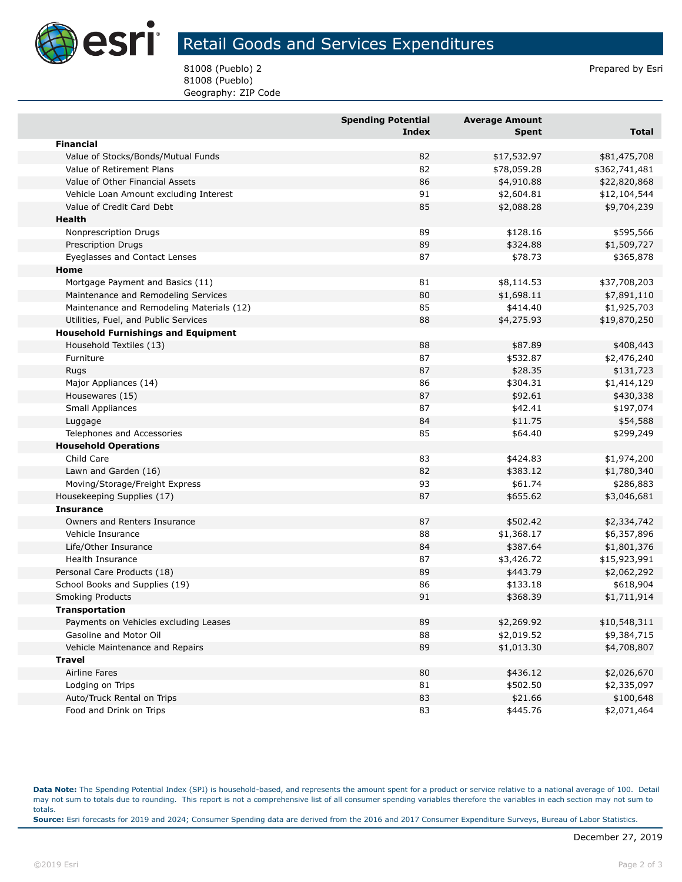# Retail Goods and Services Expenditures

81008 (Pueblo) 2
81008 (Pueblo)
Geography: ZIP Code

Prepared by Esri

| | Spending Potential Index | Average Amount Spent | Total |
|---|---|---|---|
| **Financial** | | | |
| Value of Stocks/Bonds/Mutual Funds | 82 | $17,532.97 | $81,475,708 |
| Value of Retirement Plans | 82 | $78,059.28 | $362,741,481 |
| Value of Other Financial Assets | 86 | $4,910.88 | $22,820,868 |
| Vehicle Loan Amount excluding Interest | 91 | $2,604.81 | $12,104,544 |
| Value of Credit Card Debt | 85 | $2,088.28 | $9,704,239 |
| **Health** | | | |
| Nonprescription Drugs | 89 | $128.16 | $595,566 |
| Prescription Drugs | 89 | $324.88 | $1,509,727 |
| Eyeglasses and Contact Lenses | 87 | $78.73 | $365,878 |
| **Home** | | | |
| Mortgage Payment and Basics (11) | 81 | $8,114.53 | $37,708,203 |
| Maintenance and Remodeling Services | 80 | $1,698.11 | $7,891,110 |
| Maintenance and Remodeling Materials (12) | 85 | $414.40 | $1,925,703 |
| Utilities, Fuel, and Public Services | 88 | $4,275.93 | $19,870,250 |
| **Household Furnishings and Equipment** | | | |
| Household Textiles (13) | 88 | $87.89 | $408,443 |
| Furniture | 87 | $532.87 | $2,476,240 |
| Rugs | 87 | $28.35 | $131,723 |
| Major Appliances (14) | 86 | $304.31 | $1,414,129 |
| Housewares (15) | 87 | $92.61 | $430,338 |
| Small Appliances | 87 | $42.41 | $197,074 |
| Luggage | 84 | $11.75 | $54,588 |
| Telephones and Accessories | 85 | $64.40 | $299,249 |
| **Household Operations** | | | |
| Child Care | 83 | $424.83 | $1,974,200 |
| Lawn and Garden (16) | 82 | $383.12 | $1,780,340 |
| Moving/Storage/Freight Express | 93 | $61.74 | $286,883 |
| Housekeeping Supplies (17) | 87 | $655.62 | $3,046,681 |
| **Insurance** | | | |
| Owners and Renters Insurance | 87 | $502.42 | $2,334,742 |
| Vehicle Insurance | 88 | $1,368.17 | $6,357,896 |
| Life/Other Insurance | 84 | $387.64 | $1,801,376 |
| Health Insurance | 87 | $3,426.72 | $15,923,991 |
| Personal Care Products (18) | 89 | $443.79 | $2,062,292 |
| School Books and Supplies (19) | 86 | $133.18 | $618,904 |
| Smoking Products | 91 | $368.39 | $1,711,914 |
| **Transportation** | | | |
| Payments on Vehicles excluding Leases | 89 | $2,269.92 | $10,548,311 |
| Gasoline and Motor Oil | 88 | $2,019.52 | $9,384,715 |
| Vehicle Maintenance and Repairs | 89 | $1,013.30 | $4,708,807 |
| **Travel** | | | |
| Airline Fares | 80 | $436.12 | $2,026,670 |
| Lodging on Trips | 81 | $502.50 | $2,335,097 |
| Auto/Truck Rental on Trips | 83 | $21.66 | $100,648 |
| Food and Drink on Trips | 83 | $445.76 | $2,071,464 |

**Data Note:** The Spending Potential Index (SPI) is household-based, and represents the amount spent for a product or service relative to a national average of 100. Detail may not sum to totals due to rounding. This report is not a comprehensive list of all consumer spending variables therefore the variables in each section may not sum to totals.
**Source:** Esri forecasts for 2019 and 2024; Consumer Spending data are derived from the 2016 and 2017 Consumer Expenditure Surveys, Bureau of Labor Statistics.

December 27, 2019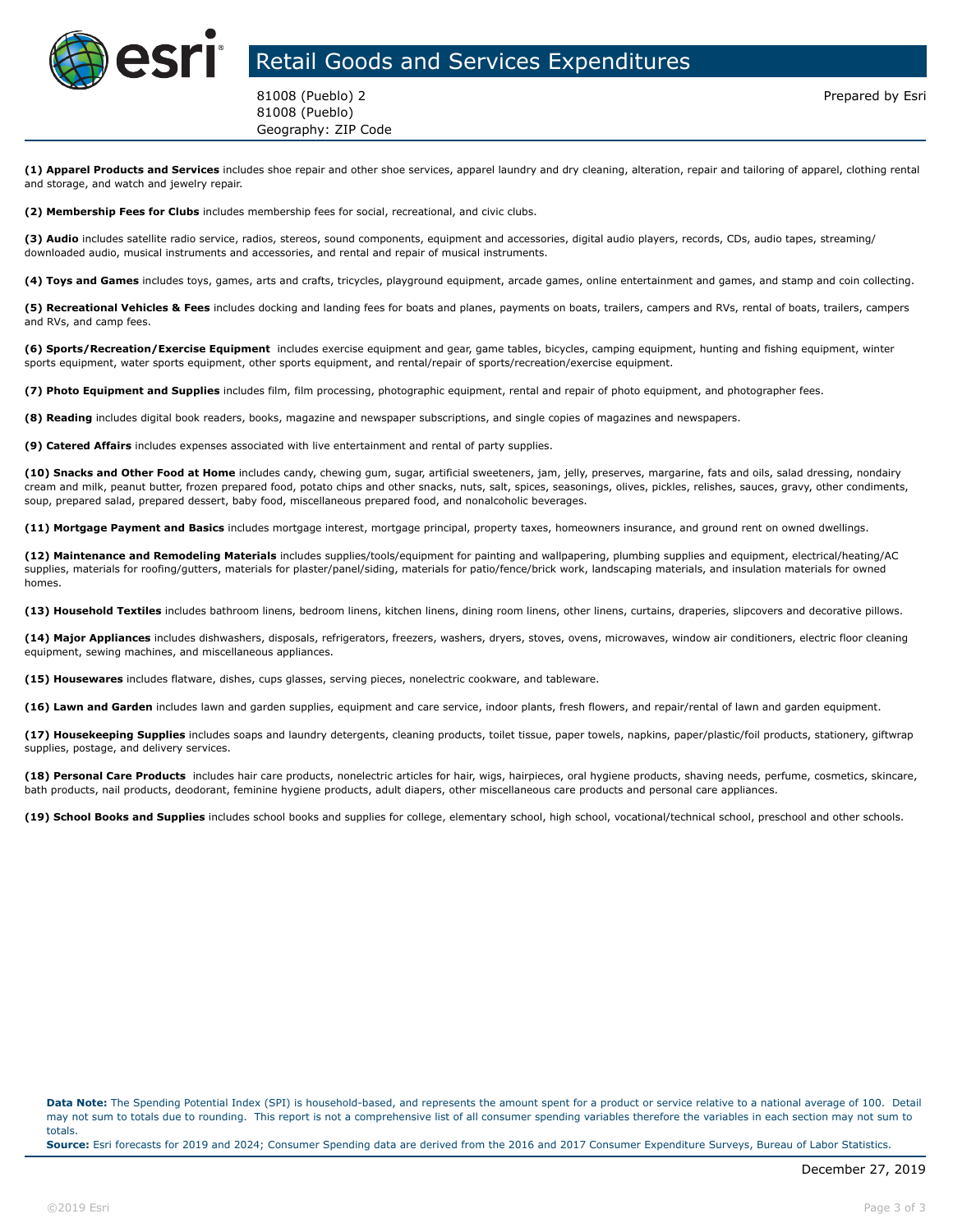# Retail Goods and Services Expenditures

81008 (Pueblo) 2
81008 (Pueblo)
Geography: ZIP Code

Prepared by Esri

**(1) Apparel Products and Services** includes shoe repair and other shoe services, apparel laundry and dry cleaning, alteration, repair and tailoring of apparel, clothing rental and storage, and watch and jewelry repair.

**(2) Membership Fees for Clubs** includes membership fees for social, recreational, and civic clubs.

**(3) Audio** includes satellite radio service, radios, stereos, sound components, equipment and accessories, digital audio players, records, CDs, audio tapes, streaming/ downloaded audio, musical instruments and accessories, and rental and repair of musical instruments.

**(4) Toys and Games** includes toys, games, arts and crafts, tricycles, playground equipment, arcade games, online entertainment and games, and stamp and coin collecting.

**(5) Recreational Vehicles & Fees** includes docking and landing fees for boats and planes, payments on boats, trailers, campers and RVs, rental of boats, trailers, campers and RVs, and camp fees.

**(6) Sports/Recreation/Exercise Equipment** includes exercise equipment and gear, game tables, bicycles, camping equipment, hunting and fishing equipment, winter sports equipment, water sports equipment, other sports equipment, and rental/repair of sports/recreation/exercise equipment.

**(7) Photo Equipment and Supplies** includes film, film processing, photographic equipment, rental and repair of photo equipment, and photographer fees.

**(8) Reading** includes digital book readers, books, magazine and newspaper subscriptions, and single copies of magazines and newspapers.

**(9) Catered Affairs** includes expenses associated with live entertainment and rental of party supplies.

**(10) Snacks and Other Food at Home** includes candy, chewing gum, sugar, artificial sweeteners, jam, jelly, preserves, margarine, fats and oils, salad dressing, nondairy cream and milk, peanut butter, frozen prepared food, potato chips and other snacks, nuts, salt, spices, seasonings, olives, pickles, relishes, sauces, gravy, other condiments, soup, prepared salad, prepared dessert, baby food, miscellaneous prepared food, and nonalcoholic beverages.

**(11) Mortgage Payment and Basics** includes mortgage interest, mortgage principal, property taxes, homeowners insurance, and ground rent on owned dwellings.

**(12) Maintenance and Remodeling Materials** includes supplies/tools/equipment for painting and wallpapering, plumbing supplies and equipment, electrical/heating/AC supplies, materials for roofing/gutters, materials for plaster/panel/siding, materials for patio/fence/brick work, landscaping materials, and insulation materials for owned homes.

**(13) Household Textiles** includes bathroom linens, bedroom linens, kitchen linens, dining room linens, other linens, curtains, draperies, slipcovers and decorative pillows.

**(14) Major Appliances** includes dishwashers, disposals, refrigerators, freezers, washers, dryers, stoves, ovens, microwaves, window air conditioners, electric floor cleaning equipment, sewing machines, and miscellaneous appliances.

**(15) Housewares** includes flatware, dishes, cups glasses, serving pieces, nonelectric cookware, and tableware.

**(16) Lawn and Garden** includes lawn and garden supplies, equipment and care service, indoor plants, fresh flowers, and repair/rental of lawn and garden equipment.

**(17) Housekeeping Supplies** includes soaps and laundry detergents, cleaning products, toilet tissue, paper towels, napkins, paper/plastic/foil products, stationery, giftwrap supplies, postage, and delivery services.

**(18) Personal Care Products** includes hair care products, nonelectric articles for hair, wigs, hairpieces, oral hygiene products, shaving needs, perfume, cosmetics, skincare, bath products, nail products, deodorant, feminine hygiene products, adult diapers, other miscellaneous care products and personal care appliances.

**(19) School Books and Supplies** includes school books and supplies for college, elementary school, high school, vocational/technical school, preschool and other schools.

**Data Note:** The Spending Potential Index (SPI) is household-based, and represents the amount spent for a product or service relative to a national average of 100. Detail may not sum to totals due to rounding. This report is not a comprehensive list of all consumer spending variables therefore the variables in each section may not sum to totals.
**Source:** Esri forecasts for 2019 and 2024; Consumer Spending data are derived from the 2016 and 2017 Consumer Expenditure Surveys, Bureau of Labor Statistics.

December 27, 2019

©2019 Esri